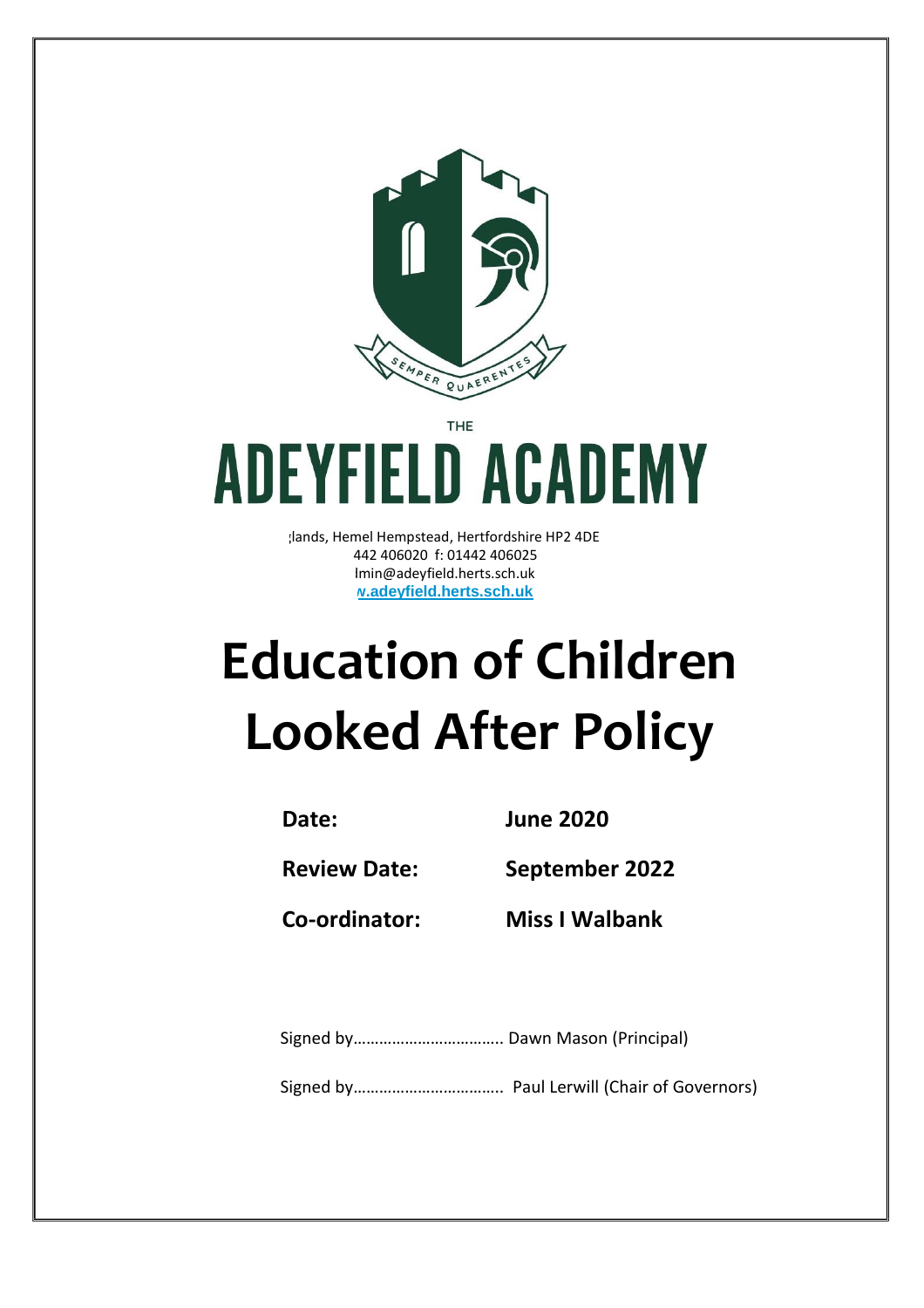SEMPER QUAERENTES

THE

# ADEYFIELD ACADEMY

;lands, Hemel Hempstead, Hertfordshire HP2 4DE
442 406020 f: 01442 406025
lmin@adeyfield.herts.sch.uk
v.adeyfield.herts.sch.uk

# Education of Children Looked After Policy

**Date:** **June 2020**

**Review Date:** **September 2022**

**Co-ordinator:** **Miss I Walbank**

Signed by…………………………… Dawn Mason (Principal)

Signed by…………………………… Paul Lerwill (Chair of Governors)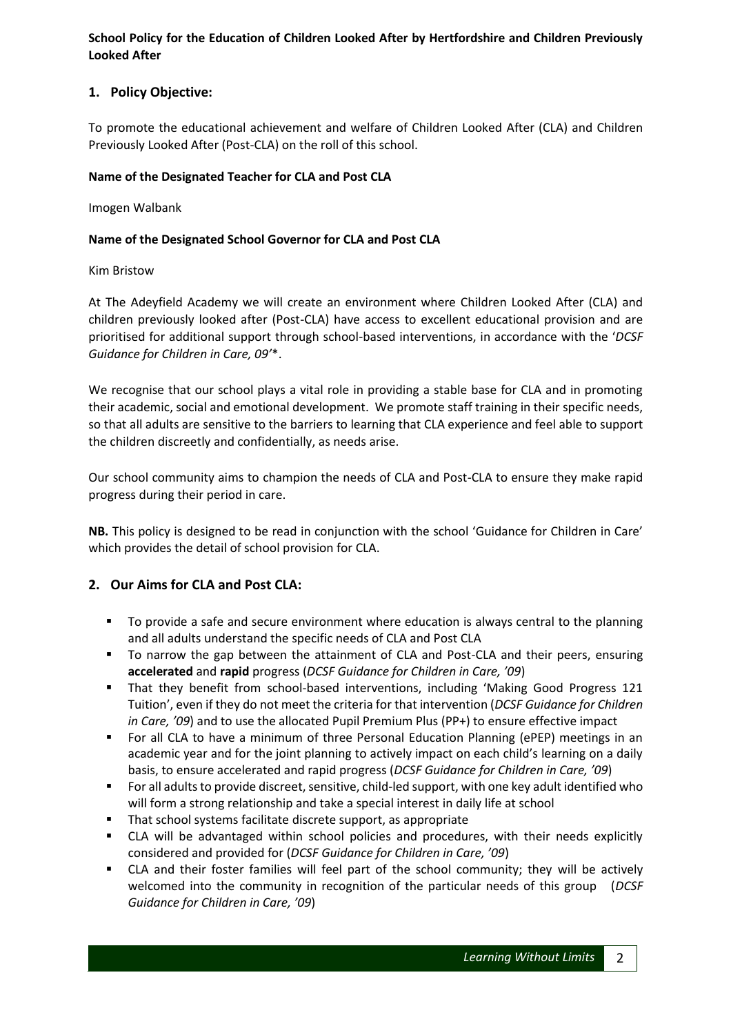**School Policy for the Education of Children Looked After by Hertfordshire and Children Previously Looked After**

## 1. Policy Objective:

To promote the educational achievement and welfare of Children Looked After (CLA) and Children Previously Looked After (Post-CLA) on the roll of this school.

**Name of the Designated Teacher for CLA and Post CLA**

Imogen Walbank

**Name of the Designated School Governor for CLA and Post CLA**

Kim Bristow

At The Adeyfield Academy we will create an environment where Children Looked After (CLA) and children previously looked after (Post-CLA) have access to excellent educational provision and are prioritised for additional support through school-based interventions, in accordance with the '*DCSF Guidance for Children in Care, 09'*\*.

We recognise that our school plays a vital role in providing a stable base for CLA and in promoting their academic, social and emotional development. We promote staff training in their specific needs, so that all adults are sensitive to the barriers to learning that CLA experience and feel able to support the children discreetly and confidentially, as needs arise.

Our school community aims to champion the needs of CLA and Post-CLA to ensure they make rapid progress during their period in care.

**NB.** This policy is designed to be read in conjunction with the school 'Guidance for Children in Care' which provides the detail of school provision for CLA.

## 2. Our Aims for CLA and Post CLA:

- To provide a safe and secure environment where education is always central to the planning and all adults understand the specific needs of CLA and Post CLA
- To narrow the gap between the attainment of CLA and Post-CLA and their peers, ensuring **accelerated** and **rapid** progress (*DCSF Guidance for Children in Care, '09*)
- That they benefit from school-based interventions, including 'Making Good Progress 121 Tuition', even if they do not meet the criteria for that intervention (*DCSF Guidance for Children in Care, '09*) and to use the allocated Pupil Premium Plus (PP+) to ensure effective impact
- For all CLA to have a minimum of three Personal Education Planning (ePEP) meetings in an academic year and for the joint planning to actively impact on each child's learning on a daily basis, to ensure accelerated and rapid progress (*DCSF Guidance for Children in Care, '09*)
- For all adults to provide discreet, sensitive, child-led support, with one key adult identified who will form a strong relationship and take a special interest in daily life at school
- That school systems facilitate discrete support, as appropriate
- CLA will be advantaged within school policies and procedures, with their needs explicitly considered and provided for (*DCSF Guidance for Children in Care, '09*)
- CLA and their foster families will feel part of the school community; they will be actively welcomed into the community in recognition of the particular needs of this group (*DCSF Guidance for Children in Care, '09*)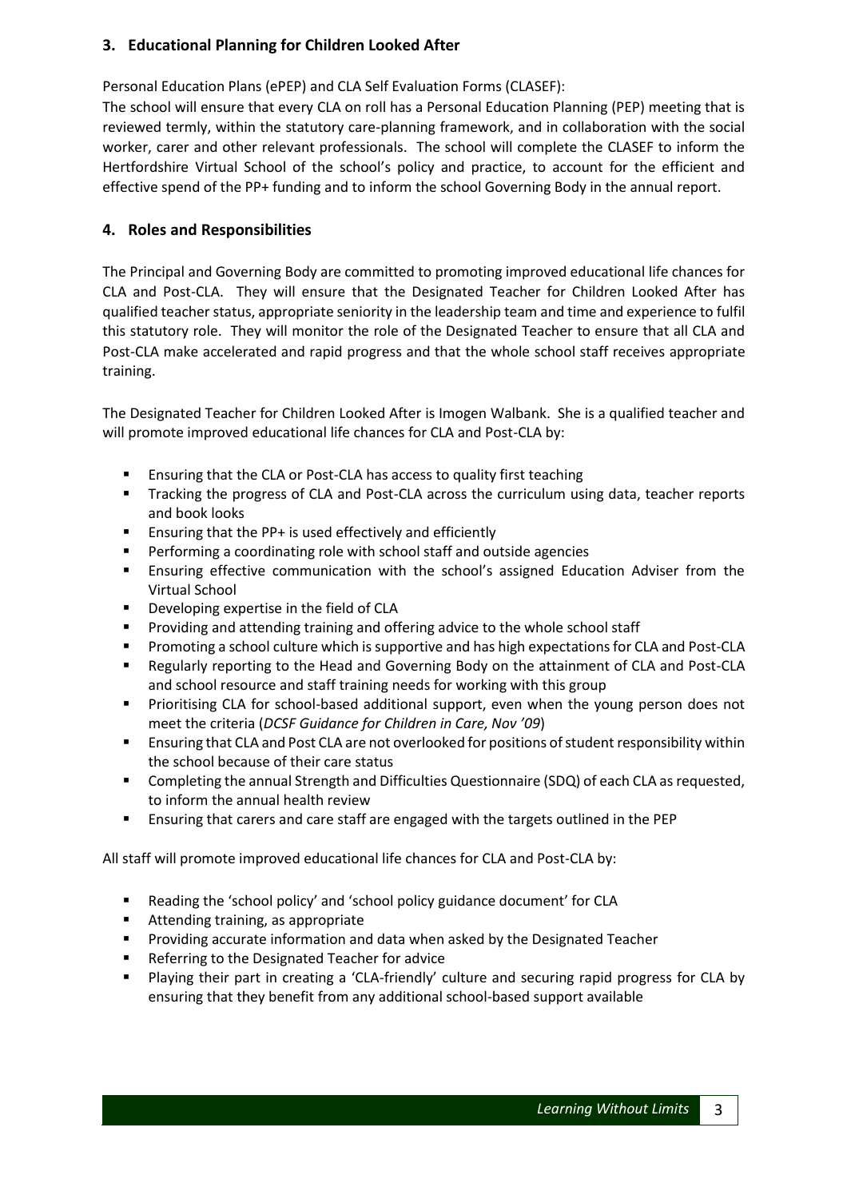## 3. Educational Planning for Children Looked After

Personal Education Plans (ePEP) and CLA Self Evaluation Forms (CLASEF):
The school will ensure that every CLA on roll has a Personal Education Planning (PEP) meeting that is reviewed termly, within the statutory care-planning framework, and in collaboration with the social worker, carer and other relevant professionals. The school will complete the CLASEF to inform the Hertfordshire Virtual School of the school's policy and practice, to account for the efficient and effective spend of the PP+ funding and to inform the school Governing Body in the annual report.

## 4. Roles and Responsibilities

The Principal and Governing Body are committed to promoting improved educational life chances for CLA and Post-CLA. They will ensure that the Designated Teacher for Children Looked After has qualified teacher status, appropriate seniority in the leadership team and time and experience to fulfil this statutory role. They will monitor the role of the Designated Teacher to ensure that all CLA and Post-CLA make accelerated and rapid progress and that the whole school staff receives appropriate training.

The Designated Teacher for Children Looked After is Imogen Walbank. She is a qualified teacher and will promote improved educational life chances for CLA and Post-CLA by:

- Ensuring that the CLA or Post-CLA has access to quality first teaching
- Tracking the progress of CLA and Post-CLA across the curriculum using data, teacher reports and book looks
- Ensuring that the PP+ is used effectively and efficiently
- Performing a coordinating role with school staff and outside agencies
- Ensuring effective communication with the school's assigned Education Adviser from the Virtual School
- Developing expertise in the field of CLA
- Providing and attending training and offering advice to the whole school staff
- Promoting a school culture which is supportive and has high expectations for CLA and Post-CLA
- Regularly reporting to the Head and Governing Body on the attainment of CLA and Post-CLA and school resource and staff training needs for working with this group
- Prioritising CLA for school-based additional support, even when the young person does not meet the criteria (*DCSF Guidance for Children in Care, Nov '09*)
- Ensuring that CLA and Post CLA are not overlooked for positions of student responsibility within the school because of their care status
- Completing the annual Strength and Difficulties Questionnaire (SDQ) of each CLA as requested, to inform the annual health review
- Ensuring that carers and care staff are engaged with the targets outlined in the PEP

All staff will promote improved educational life chances for CLA and Post-CLA by:

- Reading the 'school policy' and 'school policy guidance document' for CLA
- Attending training, as appropriate
- Providing accurate information and data when asked by the Designated Teacher
- Referring to the Designated Teacher for advice
- Playing their part in creating a 'CLA-friendly' culture and securing rapid progress for CLA by ensuring that they benefit from any additional school-based support available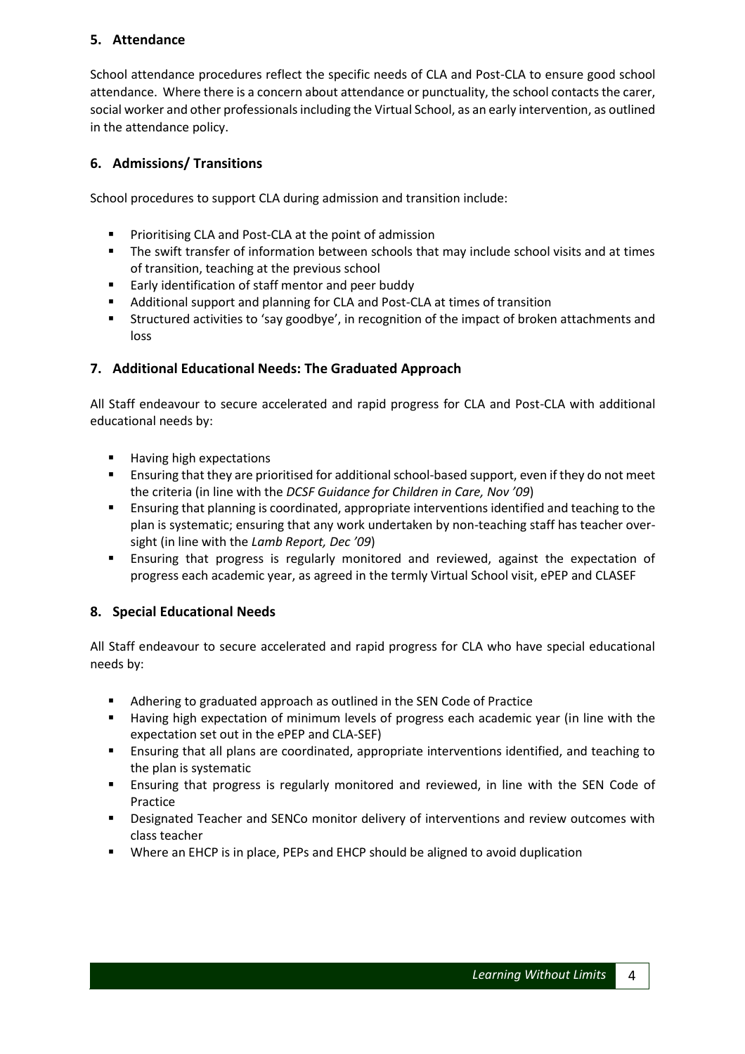## 5. Attendance

School attendance procedures reflect the specific needs of CLA and Post-CLA to ensure good school attendance. Where there is a concern about attendance or punctuality, the school contacts the carer, social worker and other professionals including the Virtual School, as an early intervention, as outlined in the attendance policy.

## 6. Admissions/ Transitions

School procedures to support CLA during admission and transition include:

- Prioritising CLA and Post-CLA at the point of admission
- The swift transfer of information between schools that may include school visits and at times of transition, teaching at the previous school
- Early identification of staff mentor and peer buddy
- Additional support and planning for CLA and Post-CLA at times of transition
- Structured activities to 'say goodbye', in recognition of the impact of broken attachments and loss

## 7. Additional Educational Needs: The Graduated Approach

All Staff endeavour to secure accelerated and rapid progress for CLA and Post-CLA with additional educational needs by:

- Having high expectations
- Ensuring that they are prioritised for additional school-based support, even if they do not meet the criteria (in line with the *DCSF Guidance for Children in Care, Nov '09*)
- Ensuring that planning is coordinated, appropriate interventions identified and teaching to the plan is systematic; ensuring that any work undertaken by non-teaching staff has teacher over-sight (in line with the *Lamb Report, Dec '09*)
- Ensuring that progress is regularly monitored and reviewed, against the expectation of progress each academic year, as agreed in the termly Virtual School visit, ePEP and CLASEF

## 8. Special Educational Needs

All Staff endeavour to secure accelerated and rapid progress for CLA who have special educational needs by:

- Adhering to graduated approach as outlined in the SEN Code of Practice
- Having high expectation of minimum levels of progress each academic year (in line with the expectation set out in the ePEP and CLA-SEF)
- Ensuring that all plans are coordinated, appropriate interventions identified, and teaching to the plan is systematic
- Ensuring that progress is regularly monitored and reviewed, in line with the SEN Code of Practice
- Designated Teacher and SENCo monitor delivery of interventions and review outcomes with class teacher
- Where an EHCP is in place, PEPs and EHCP should be aligned to avoid duplication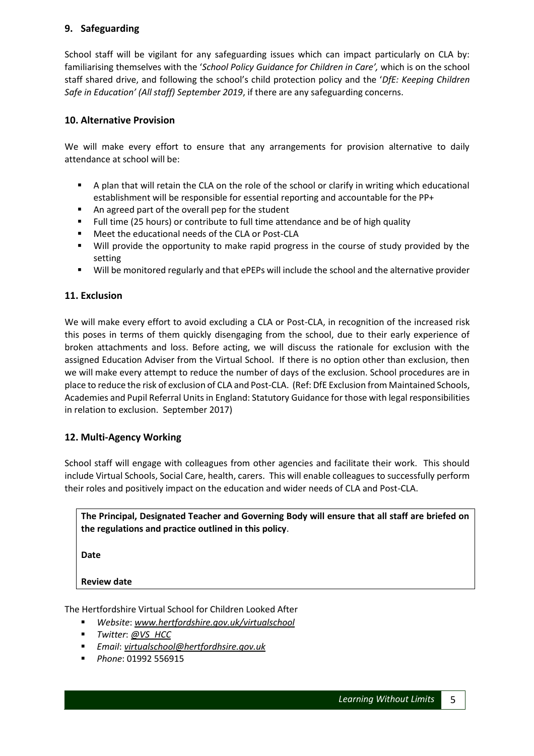## 9. Safeguarding

School staff will be vigilant for any safeguarding issues which can impact particularly on CLA by: familiarising themselves with the '*School Policy Guidance for Children in Care',* which is on the school staff shared drive, and following the school's child protection policy and the '*DfE: Keeping Children Safe in Education' (All staff) September 2019*, if there are any safeguarding concerns.

## 10. Alternative Provision

We will make every effort to ensure that any arrangements for provision alternative to daily attendance at school will be:

- A plan that will retain the CLA on the role of the school or clarify in writing which educational establishment will be responsible for essential reporting and accountable for the PP+
- An agreed part of the overall pep for the student
- Full time (25 hours) or contribute to full time attendance and be of high quality
- Meet the educational needs of the CLA or Post-CLA
- Will provide the opportunity to make rapid progress in the course of study provided by the setting
- Will be monitored regularly and that ePEPs will include the school and the alternative provider

## 11. Exclusion

We will make every effort to avoid excluding a CLA or Post-CLA, in recognition of the increased risk this poses in terms of them quickly disengaging from the school, due to their early experience of broken attachments and loss. Before acting, we will discuss the rationale for exclusion with the assigned Education Adviser from the Virtual School. If there is no option other than exclusion, then we will make every attempt to reduce the number of days of the exclusion. School procedures are in place to reduce the risk of exclusion of CLA and Post-CLA. (Ref: DfE Exclusion from Maintained Schools, Academies and Pupil Referral Units in England: Statutory Guidance for those with legal responsibilities in relation to exclusion. September 2017)

## 12. Multi-Agency Working

School staff will engage with colleagues from other agencies and facilitate their work. This should include Virtual Schools, Social Care, health, carers. This will enable colleagues to successfully perform their roles and positively impact on the education and wider needs of CLA and Post-CLA.

**The Principal, Designated Teacher and Governing Body will ensure that all staff are briefed on the regulations and practice outlined in this policy**.

**Date**

**Review date**

The Hertfordshire Virtual School for Children Looked After

- *Website*: www.hertfordshire.gov.uk/virtualschool
- *Twitter*: @VS_HCC
- *Email*: virtualschool@hertfordhsire.gov.uk
- *Phone*: 01992 556915